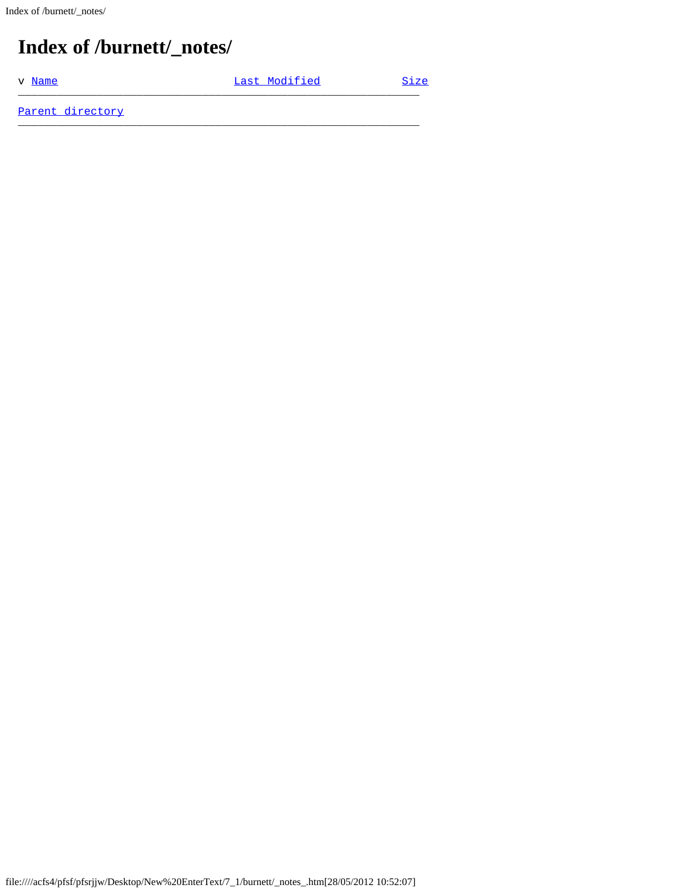# Index of /burnett/_notes/

v Name Last Modified Size

---

Parent directory

---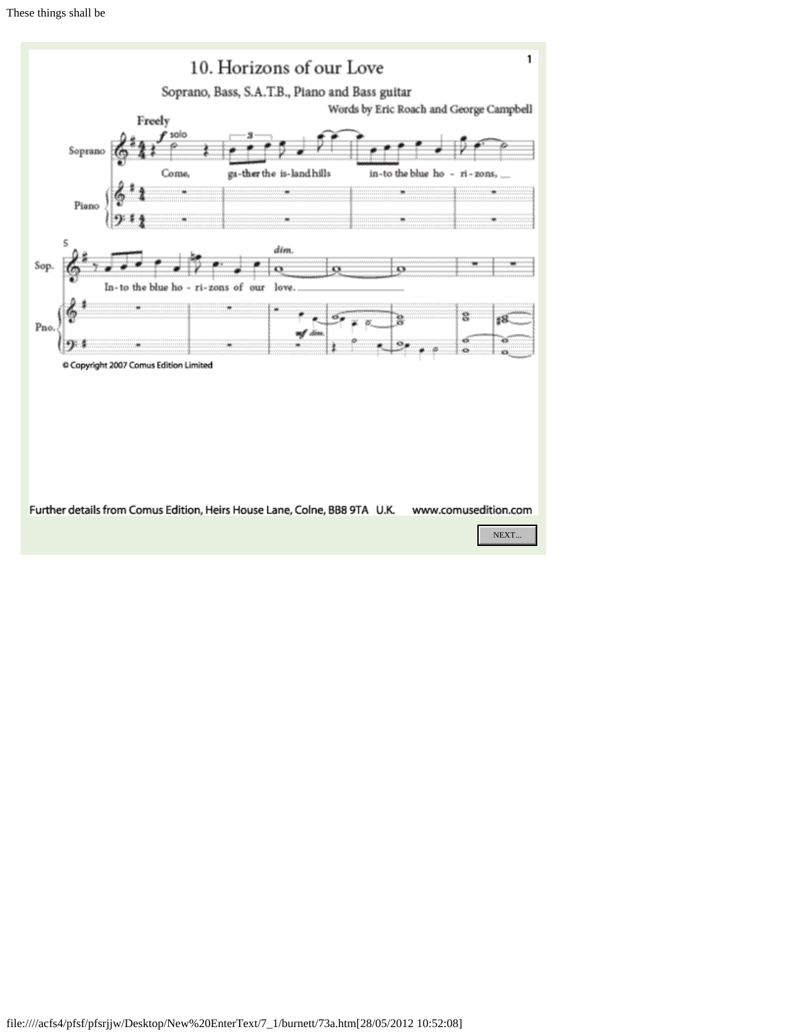# 10. Horizons of our Love

Soprano, Bass, S.A.T.B., Piano and Bass guitar

Words by Eric Roach and George Campbell

Come, ga-ther the is-land hills in-to the blue ho - ri-zons, __ In-to the blue ho - ri-zons of our love. ________

© Copyright 2007 Comus Edition Limited

Further details from Comus Edition, Heirs House Lane, Colne, BB8 9TA U.K. www.comusedition.com

NEXT...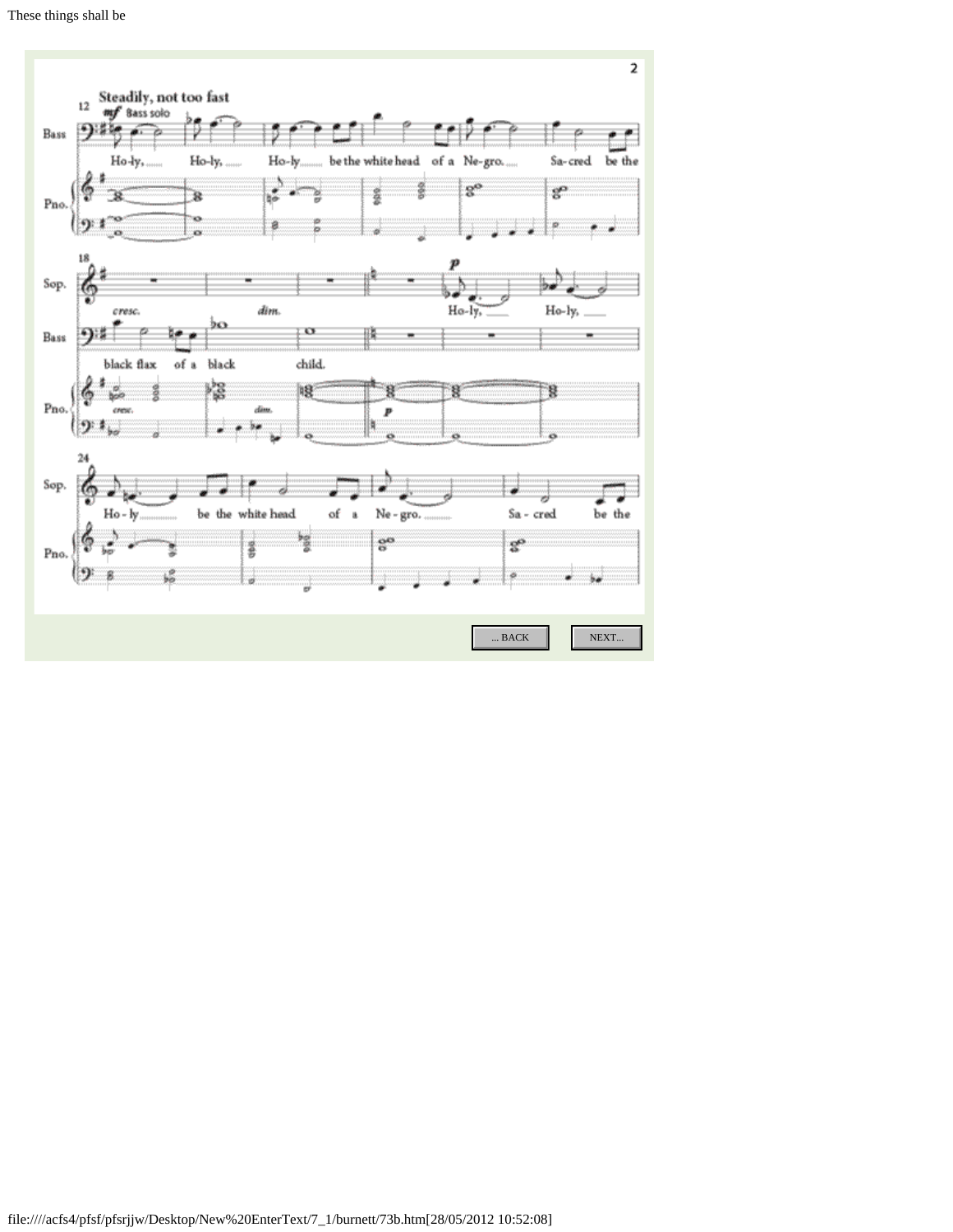**Steadily, not too fast**

*mf* Bass solo

Bass: Ho-ly, Ho-ly, Ho-ly be the white head of a Ne-gro. Sa-cred be the black flax of a black child.

*cresc.* *dim.*

Sop. (*p*): Ho-ly, Ho-ly, Ho-ly be the white head of a Ne-gro. Sa-cred be the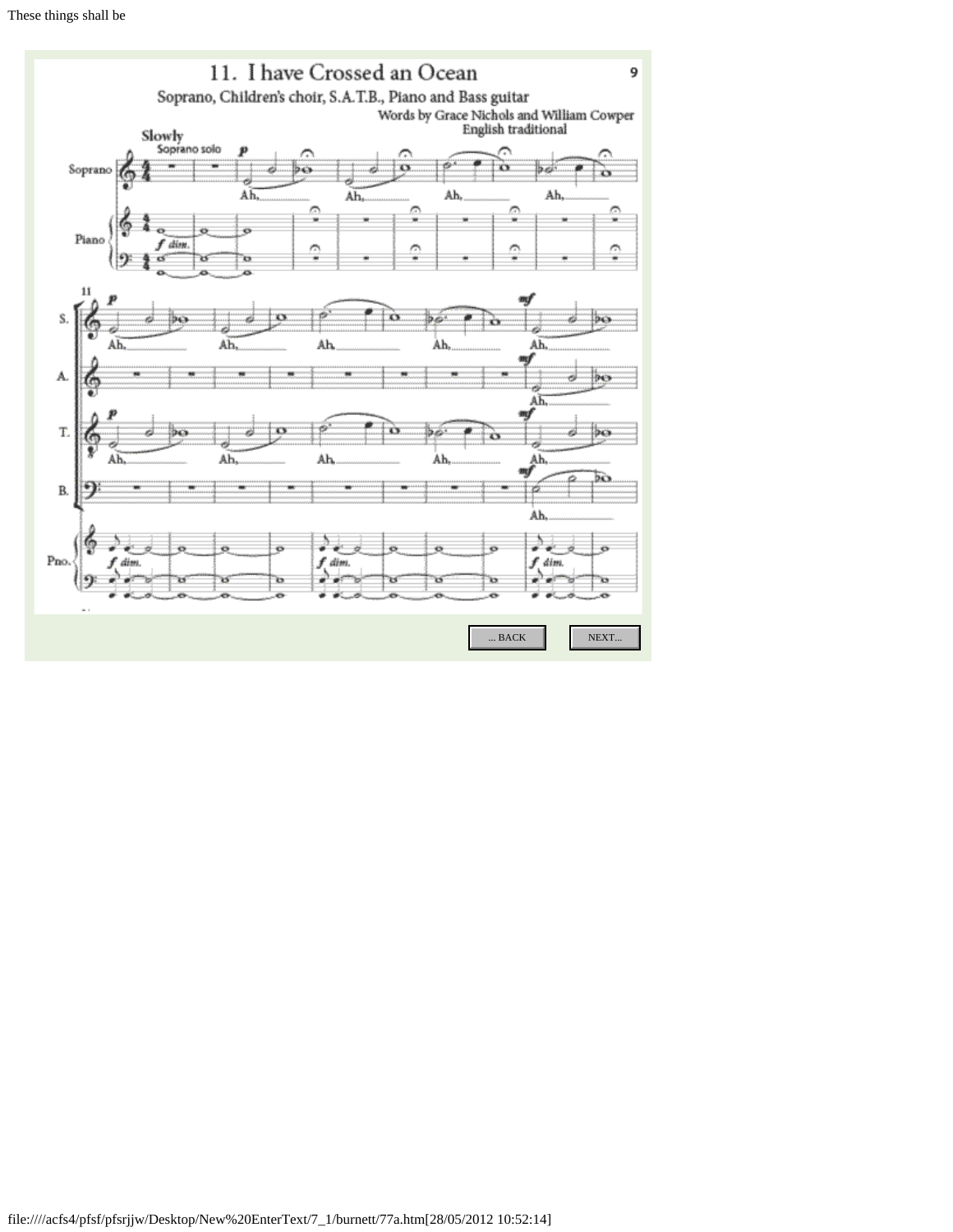# 11. I have Crossed an Ocean

Soprano, Children's choir, S.A.T.B., Piano and Bass guitar

Words by Grace Nichols and William Cowper
English traditional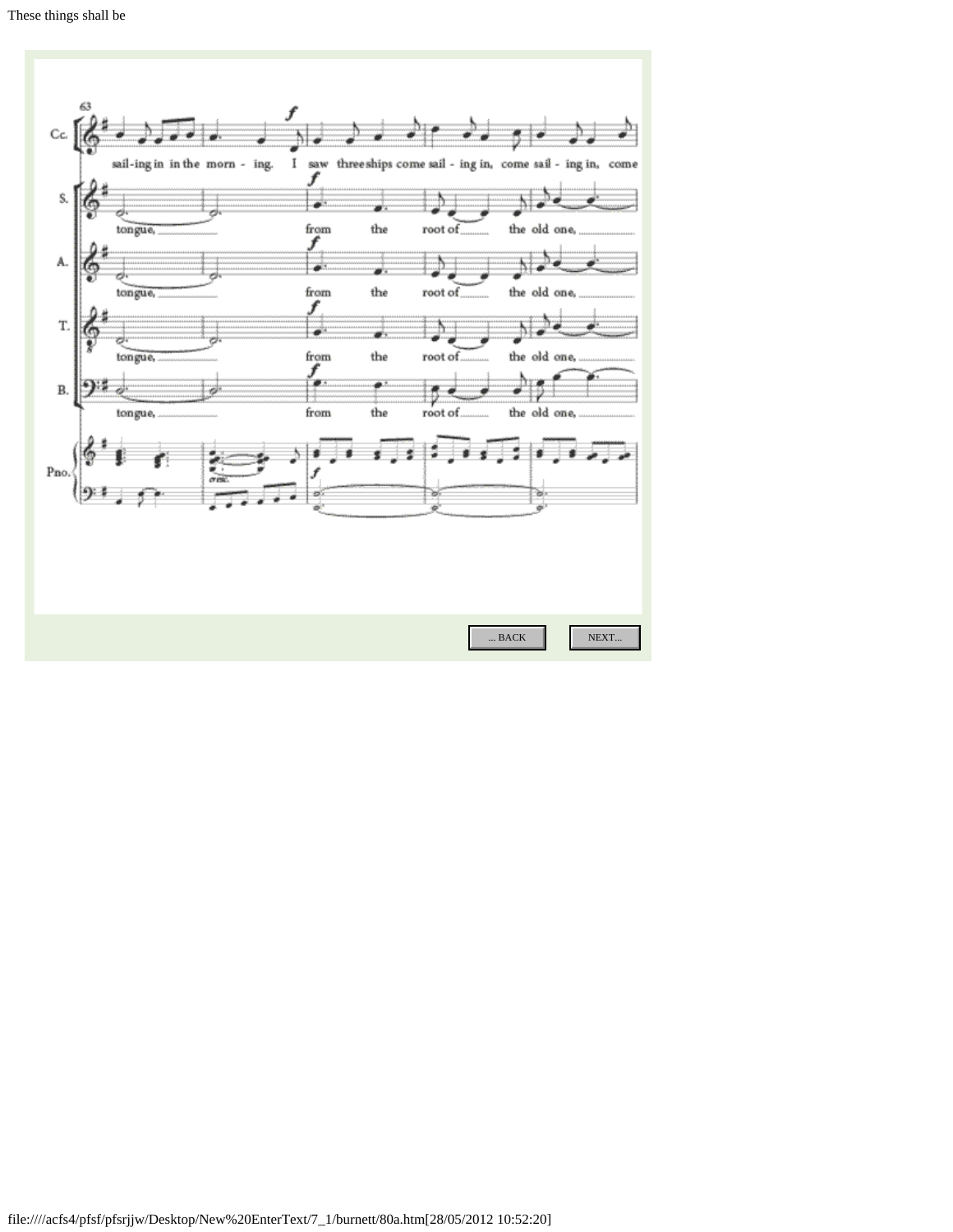These things shall be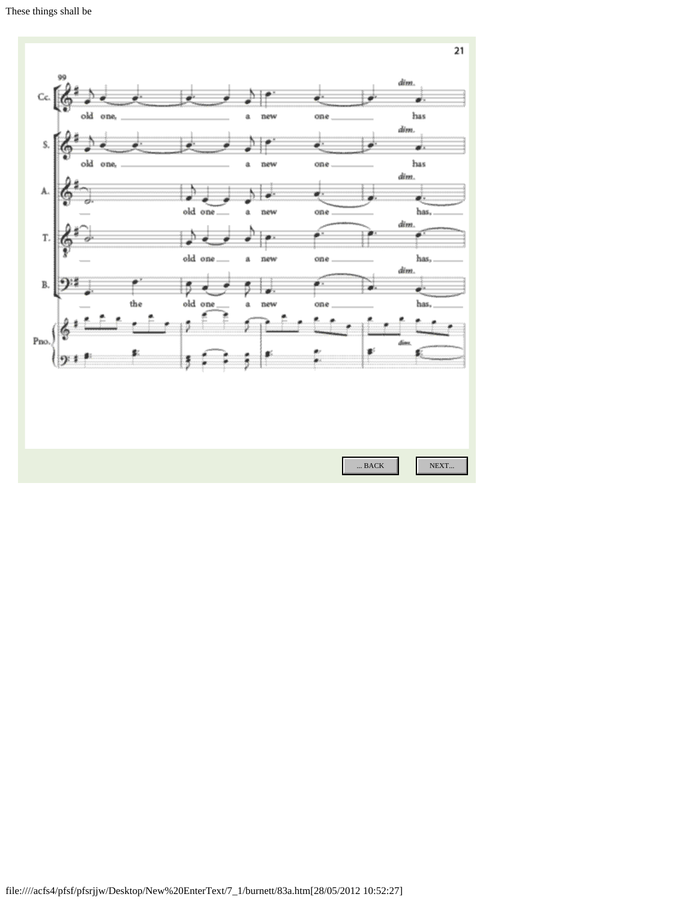These things shall be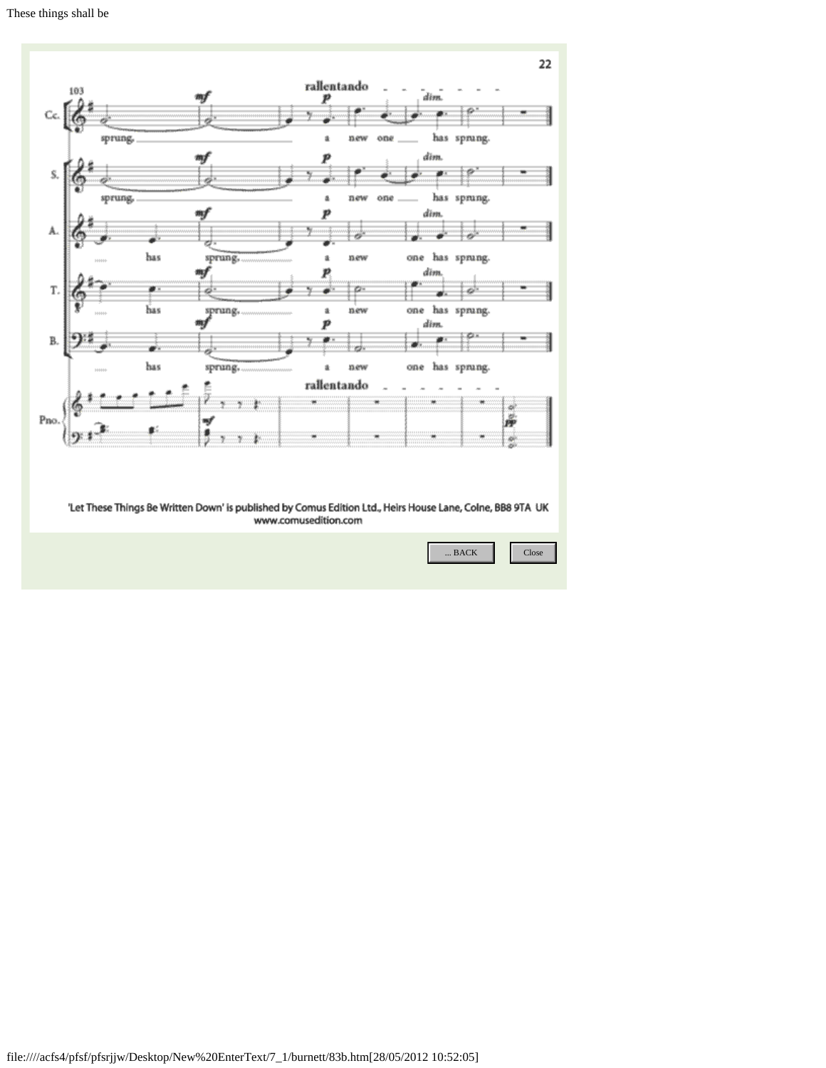'Let These Things Be Written Down' is published by Comus Edition Ltd., Heirs House Lane, Colne, BB8 9TA UK
www.comusedition.com